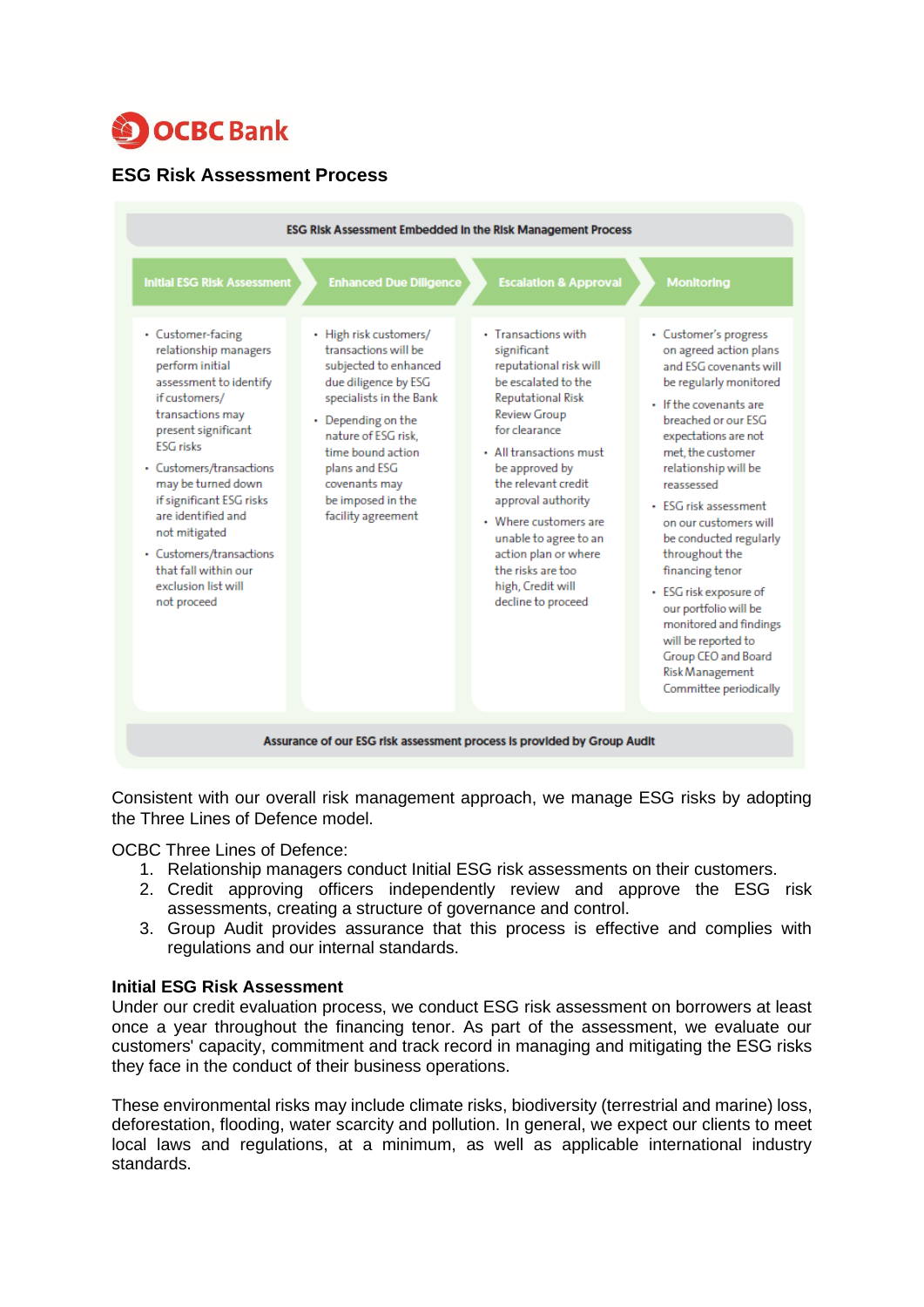OCBC Bank

## ESG Risk Assessment Process

**ESG Risk Assessment Embedded in the Risk Management Process**

| Initial ESG Risk Assessment | Enhanced Due Diligence | Escalation & Approval | Monitoring |
|---|---|---|---|
| • Customer-facing relationship managers perform initial assessment to identify if customers/ transactions may present significant ESG risks<br>• Customers/transactions may be turned down if significant ESG risks are identified and not mitigated<br>• Customers/transactions that fall within our exclusion list will not proceed | • High risk customers/ transactions will be subjected to enhanced due diligence by ESG specialists in the Bank<br>• Depending on the nature of ESG risk, time bound action plans and ESG covenants may be imposed in the facility agreement | • Transactions with significant reputational risk will be escalated to the Reputational Risk Review Group for clearance<br>• All transactions must be approved by the relevant credit approval authority<br>• Where customers are unable to agree to an action plan or where the risks are too high, Credit will decline to proceed | • Customer's progress on agreed action plans and ESG covenants will be regularly monitored<br>• If the covenants are breached or our ESG expectations are not met, the customer relationship will be reassessed<br>• ESG risk assessment on our customers will be conducted regularly throughout the financing tenor<br>• ESG risk exposure of our portfolio will be monitored and findings will be reported to Group CEO and Board Risk Management Committee periodically |

**Assurance of our ESG risk assessment process is provided by Group Audit**

Consistent with our overall risk management approach, we manage ESG risks by adopting the Three Lines of Defence model.

OCBC Three Lines of Defence:

1. Relationship managers conduct Initial ESG risk assessments on their customers.
2. Credit approving officers independently review and approve the ESG risk assessments, creating a structure of governance and control.
3. Group Audit provides assurance that this process is effective and complies with regulations and our internal standards.

**Initial ESG Risk Assessment**

Under our credit evaluation process, we conduct ESG risk assessment on borrowers at least once a year throughout the financing tenor. As part of the assessment, we evaluate our customers' capacity, commitment and track record in managing and mitigating the ESG risks they face in the conduct of their business operations.

These environmental risks may include climate risks, biodiversity (terrestrial and marine) loss, deforestation, flooding, water scarcity and pollution. In general, we expect our clients to meet local laws and regulations, at a minimum, as well as applicable international industry standards.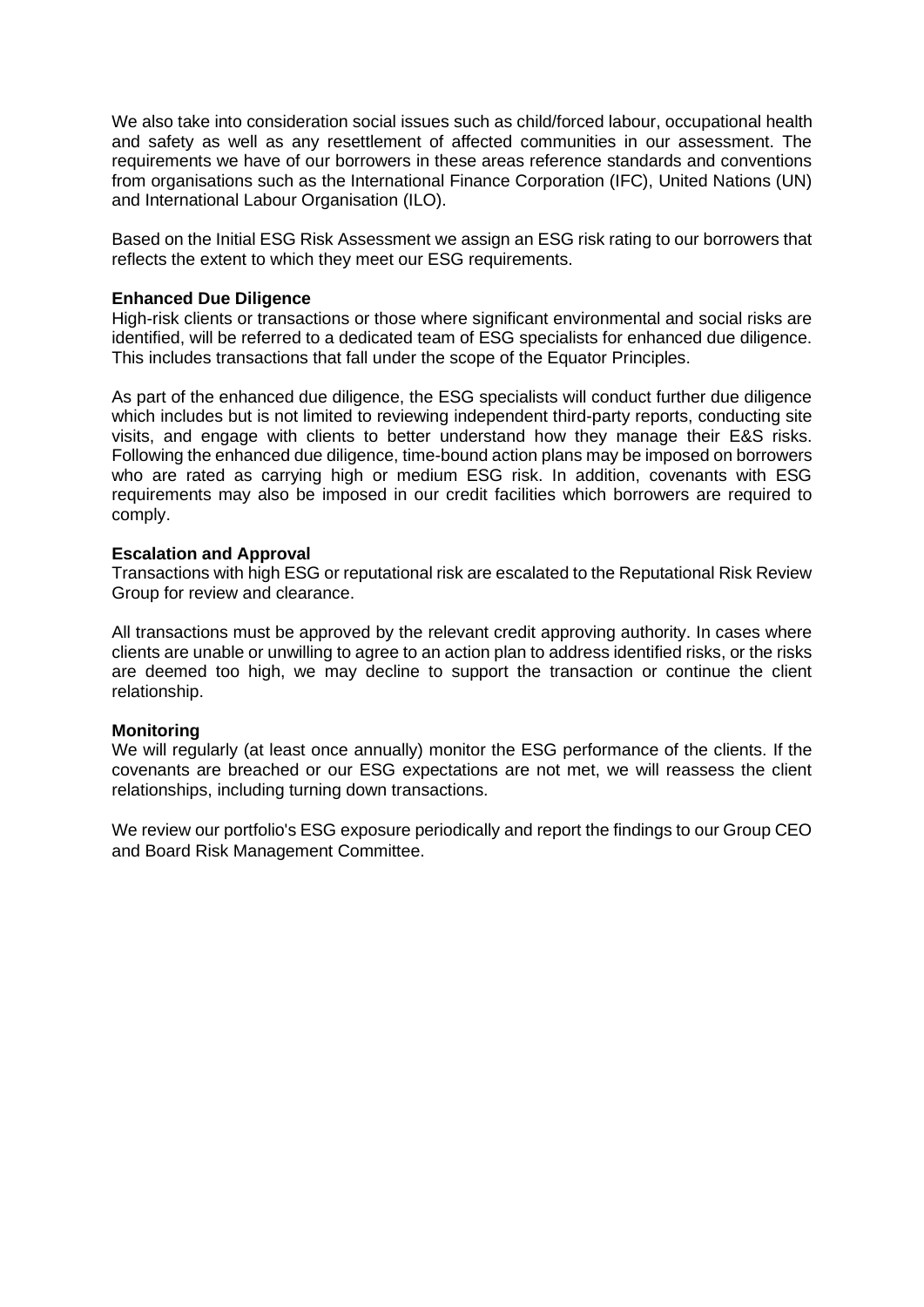We also take into consideration social issues such as child/forced labour, occupational health and safety as well as any resettlement of affected communities in our assessment. The requirements we have of our borrowers in these areas reference standards and conventions from organisations such as the International Finance Corporation (IFC), United Nations (UN) and International Labour Organisation (ILO).

Based on the Initial ESG Risk Assessment we assign an ESG risk rating to our borrowers that reflects the extent to which they meet our ESG requirements.

**Enhanced Due Diligence**

High-risk clients or transactions or those where significant environmental and social risks are identified, will be referred to a dedicated team of ESG specialists for enhanced due diligence. This includes transactions that fall under the scope of the Equator Principles.

As part of the enhanced due diligence, the ESG specialists will conduct further due diligence which includes but is not limited to reviewing independent third-party reports, conducting site visits, and engage with clients to better understand how they manage their E&S risks. Following the enhanced due diligence, time-bound action plans may be imposed on borrowers who are rated as carrying high or medium ESG risk. In addition, covenants with ESG requirements may also be imposed in our credit facilities which borrowers are required to comply.

**Escalation and Approval**

Transactions with high ESG or reputational risk are escalated to the Reputational Risk Review Group for review and clearance.

All transactions must be approved by the relevant credit approving authority. In cases where clients are unable or unwilling to agree to an action plan to address identified risks, or the risks are deemed too high, we may decline to support the transaction or continue the client relationship.

**Monitoring**

We will regularly (at least once annually) monitor the ESG performance of the clients. If the covenants are breached or our ESG expectations are not met, we will reassess the client relationships, including turning down transactions.

We review our portfolio's ESG exposure periodically and report the findings to our Group CEO and Board Risk Management Committee.